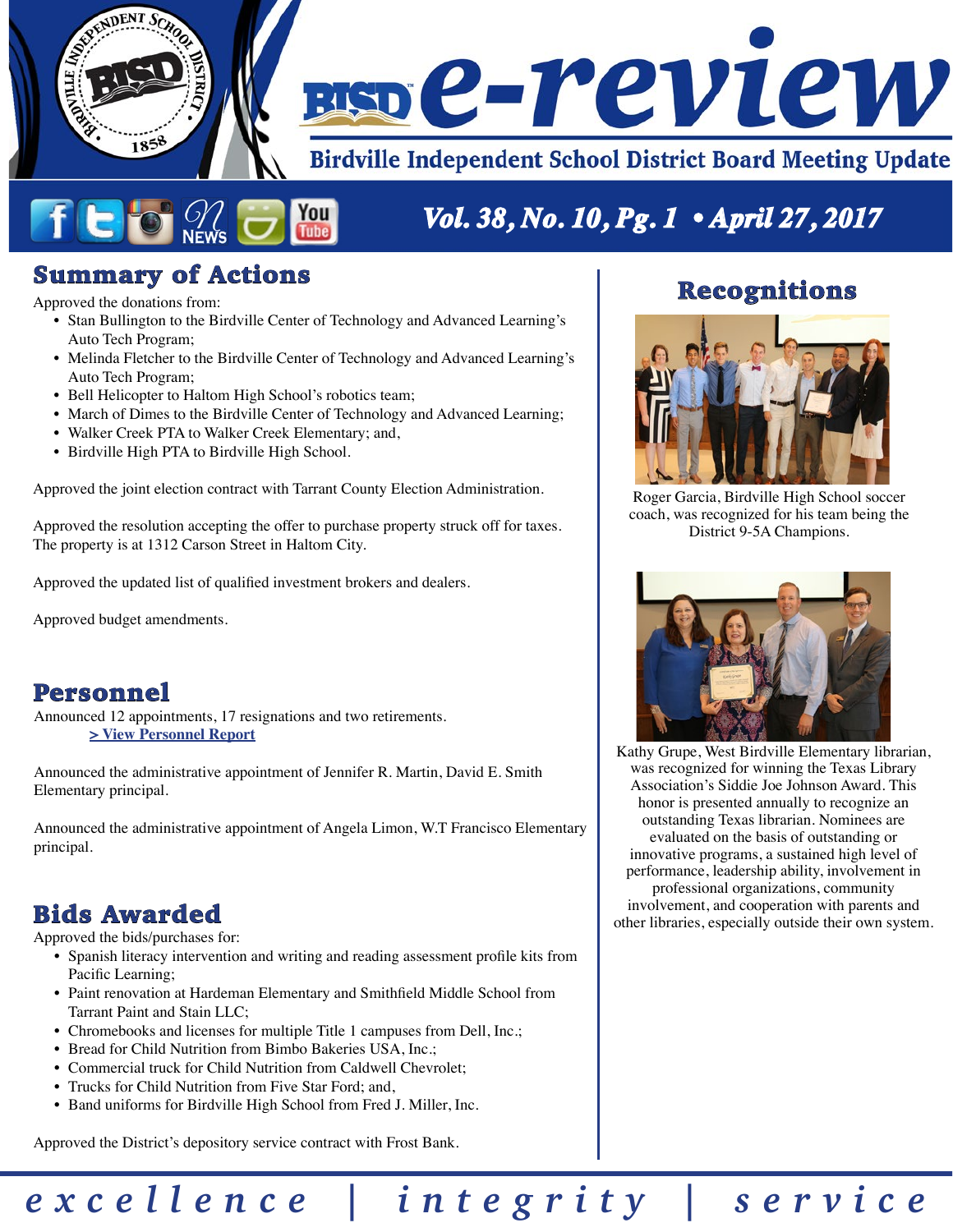# BISD e-review

**Birdville Independent School District Board Meeting Update**

***Vol. 38, No. 10, Pg. 1 • April 27, 2017***

## Summary of Actions

Approved the donations from:

- Stan Bullington to the Birdville Center of Technology and Advanced Learning's Auto Tech Program;
- Melinda Fletcher to the Birdville Center of Technology and Advanced Learning's Auto Tech Program;
- Bell Helicopter to Haltom High School's robotics team;
- March of Dimes to the Birdville Center of Technology and Advanced Learning;
- Walker Creek PTA to Walker Creek Elementary; and,
- Birdville High PTA to Birdville High School.

Approved the joint election contract with Tarrant County Election Administration.

Approved the resolution accepting the offer to purchase property struck off for taxes. The property is at 1312 Carson Street in Haltom City.

Approved the updated list of qualified investment brokers and dealers.

Approved budget amendments.

## Personnel

Announced 12 appointments, 17 resignations and two retirements.

> View Personnel Report

Announced the administrative appointment of Jennifer R. Martin, David E. Smith Elementary principal.

Announced the administrative appointment of Angela Limon, W.T Francisco Elementary principal.

## Bids Awarded

Approved the bids/purchases for:

- Spanish literacy intervention and writing and reading assessment profile kits from Pacific Learning;
- Paint renovation at Hardeman Elementary and Smithfield Middle School from Tarrant Paint and Stain LLC;
- Chromebooks and licenses for multiple Title 1 campuses from Dell, Inc.;
- Bread for Child Nutrition from Bimbo Bakeries USA, Inc.;
- Commercial truck for Child Nutrition from Caldwell Chevrolet;
- Trucks for Child Nutrition from Five Star Ford; and,
- Band uniforms for Birdville High School from Fred J. Miller, Inc.

Approved the District's depository service contract with Frost Bank.

## Recognitions

Roger Garcia, Birdville High School soccer coach, was recognized for his team being the District 9-5A Champions.

Kathy Grupe, West Birdville Elementary librarian, was recognized for winning the Texas Library Association's Siddie Joe Johnson Award. This honor is presented annually to recognize an outstanding Texas librarian. Nominees are evaluated on the basis of outstanding or innovative programs, a sustained high level of performance, leadership ability, involvement in professional organizations, community involvement, and cooperation with parents and other libraries, especially outside their own system.

*excellence | integrity | service*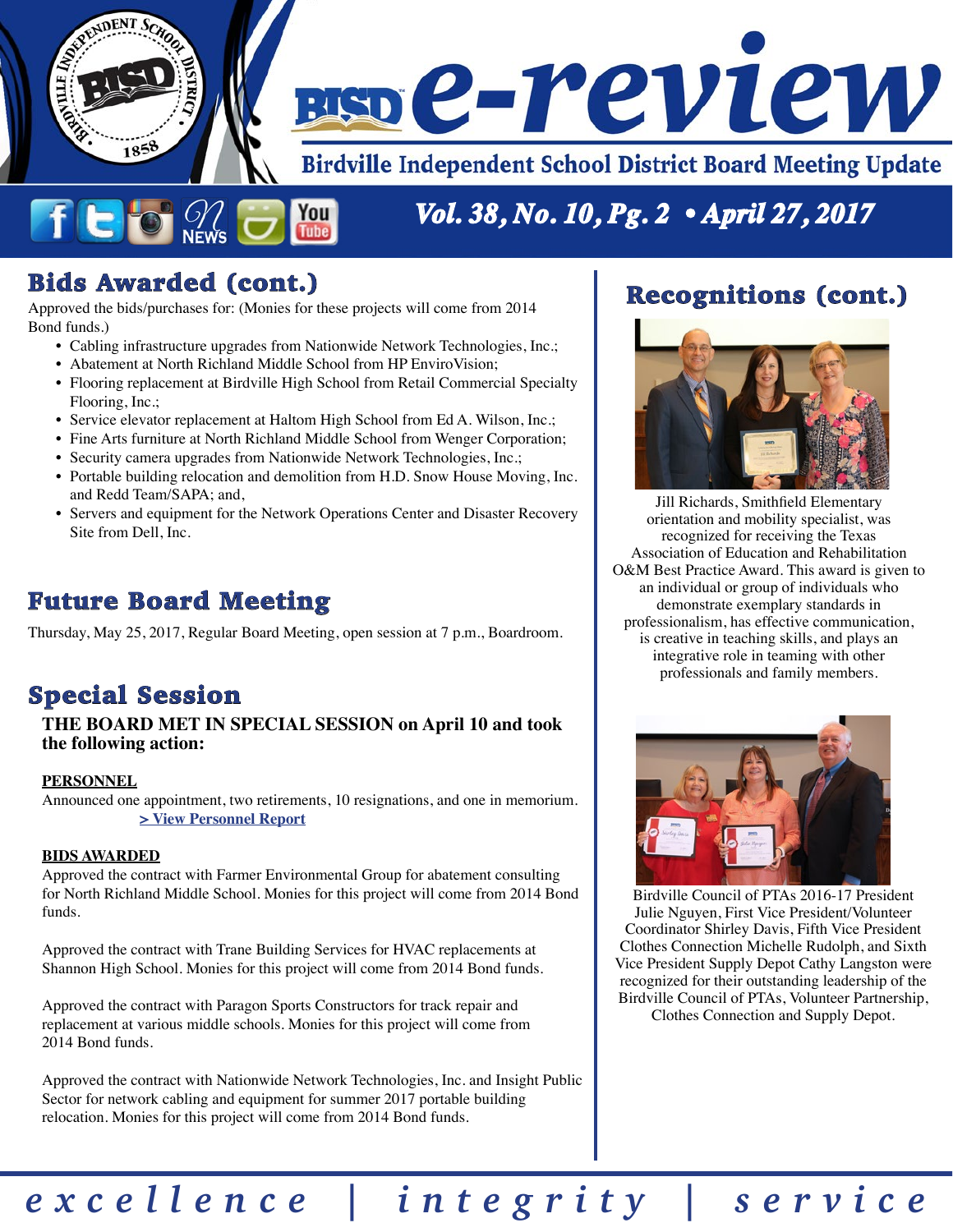## Bids Awarded (cont.)

Approved the bids/purchases for: (Monies for these projects will come from 2014 Bond funds.)

- Cabling infrastructure upgrades from Nationwide Network Technologies, Inc.;
- Abatement at North Richland Middle School from HP EnviroVision;
- Flooring replacement at Birdville High School from Retail Commercial Specialty Flooring, Inc.;
- Service elevator replacement at Haltom High School from Ed A. Wilson, Inc.;
- Fine Arts furniture at North Richland Middle School from Wenger Corporation;
- Security camera upgrades from Nationwide Network Technologies, Inc.;
- Portable building relocation and demolition from H.D. Snow House Moving, Inc. and Redd Team/SAPA; and,
- Servers and equipment for the Network Operations Center and Disaster Recovery Site from Dell, Inc.

## Future Board Meeting

Thursday, May 25, 2017, Regular Board Meeting, open session at 7 p.m., Boardroom.

## Special Session

**THE BOARD MET IN SPECIAL SESSION on April 10 and took the following action:**

**PERSONNEL**

Announced one appointment, two retirements, 10 resignations, and one in memorium.

**> View Personnel Report**

**BIDS AWARDED**

Approved the contract with Farmer Environmental Group for abatement consulting for North Richland Middle School. Monies for this project will come from 2014 Bond funds.

Approved the contract with Trane Building Services for HVAC replacements at Shannon High School. Monies for this project will come from 2014 Bond funds.

Approved the contract with Paragon Sports Constructors for track repair and replacement at various middle schools. Monies for this project will come from 2014 Bond funds.

Approved the contract with Nationwide Network Technologies, Inc. and Insight Public Sector for network cabling and equipment for summer 2017 portable building relocation. Monies for this project will come from 2014 Bond funds.

## Recognitions (cont.)

Jill Richards, Smithfield Elementary orientation and mobility specialist, was recognized for receiving the Texas Association of Education and Rehabilitation O&M Best Practice Award. This award is given to an individual or group of individuals who demonstrate exemplary standards in professionalism, has effective communication, is creative in teaching skills, and plays an integrative role in teaming with other professionals and family members.

Birdville Council of PTAs 2016-17 President Julie Nguyen, First Vice President/Volunteer Coordinator Shirley Davis, Fifth Vice President Clothes Connection Michelle Rudolph, and Sixth Vice President Supply Depot Cathy Langston were recognized for their outstanding leadership of the Birdville Council of PTAs, Volunteer Partnership, Clothes Connection and Supply Depot.

*excellence | integrity | service*